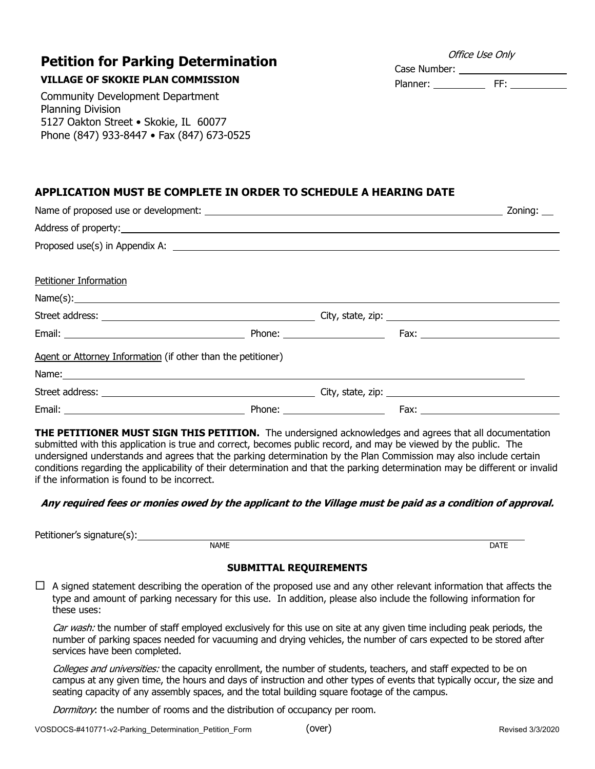# Petition for Parking Determination

*Office Use Only*

Case Number: ____________________

Planner: __________ FF: __________

**VILLAGE OF SKOKIE PLAN COMMISSION**

Community Development Department
Planning Division
5127 Oakton Street • Skokie, IL 60077
Phone (847) 933-8447 • Fax (847) 673-0525

## APPLICATION MUST BE COMPLETE IN ORDER TO SCHEDULE A HEARING DATE

Name of proposed use or development: ____________________ Zoning: ____

Address of property: ____________________

Proposed use(s) in Appendix A: ____________________

Petitioner Information

Name(s): ____________________

Street address: ____________________ City, state, zip: ____________________

Email: ____________________ Phone: ____________________ Fax: ____________________

Agent or Attorney Information (if other than the petitioner)

Name: ____________________

Street address: ____________________ City, state, zip: ____________________

Email: ____________________ Phone: ____________________ Fax: ____________________

**THE PETITIONER MUST SIGN THIS PETITION.** The undersigned acknowledges and agrees that all documentation submitted with this application is true and correct, becomes public record, and may be viewed by the public. The undersigned understands and agrees that the parking determination by the Plan Commission may also include certain conditions regarding the applicability of their determination and that the parking determination may be different or invalid if the information is found to be incorrect.

***Any required fees or monies owed by the applicant to the Village must be paid as a condition of approval.***

Petitioner's signature(s): ____________________

NAME DATE

### SUBMITTAL REQUIREMENTS

☐ A signed statement describing the operation of the proposed use and any other relevant information that affects the type and amount of parking necessary for this use. In addition, please also include the following information for these uses:

*Car wash:* the number of staff employed exclusively for this use on site at any given time including peak periods, the number of parking spaces needed for vacuuming and drying vehicles, the number of cars expected to be stored after services have been completed.

*Colleges and universities:* the capacity enrollment, the number of students, teachers, and staff expected to be on campus at any given time, the hours and days of instruction and other types of events that typically occur, the size and seating capacity of any assembly spaces, and the total building square footage of the campus.

*Dormitory*: the number of rooms and the distribution of occupancy per room.

(over)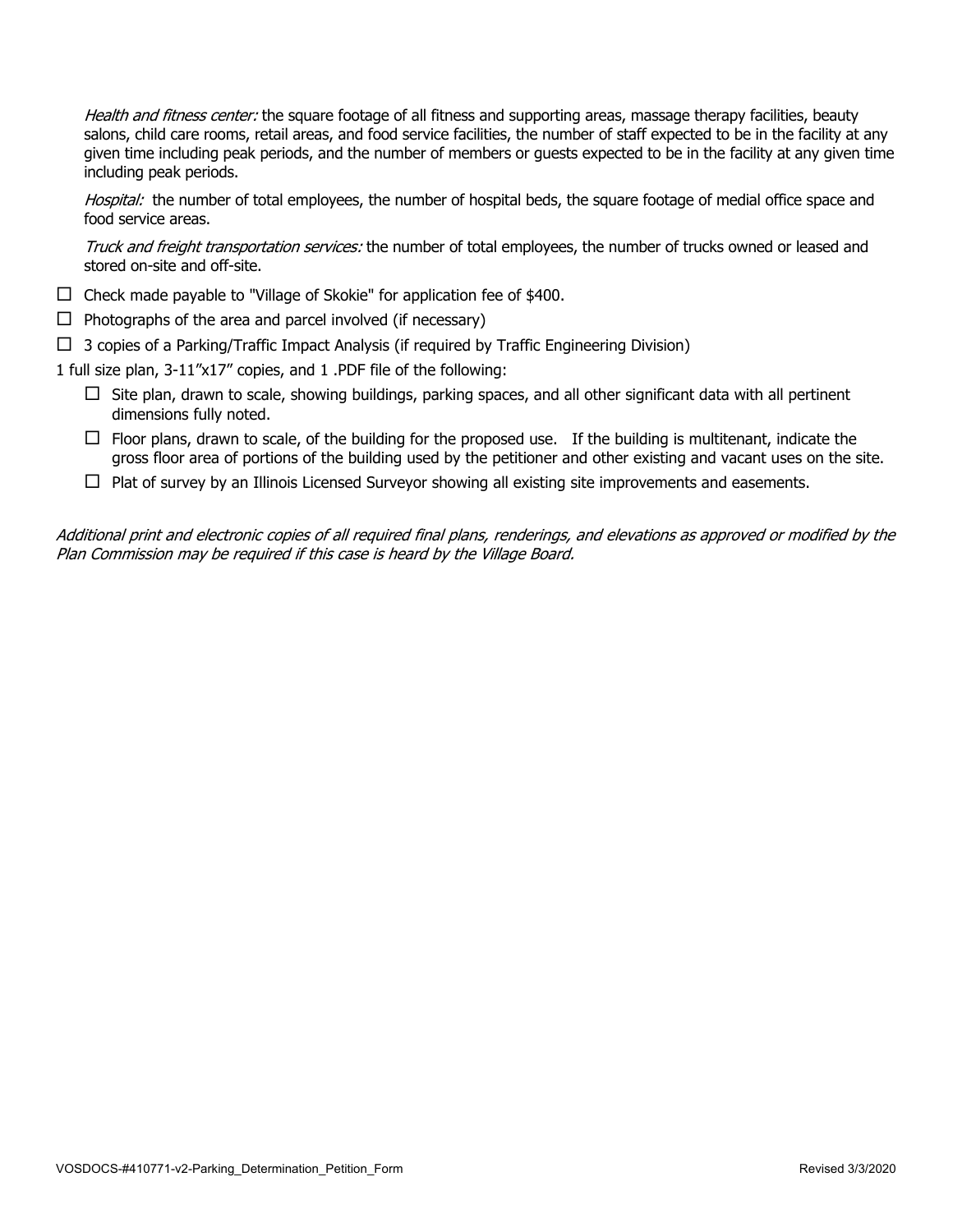*Health and fitness center:* the square footage of all fitness and supporting areas, massage therapy facilities, beauty salons, child care rooms, retail areas, and food service facilities, the number of staff expected to be in the facility at any given time including peak periods, and the number of members or guests expected to be in the facility at any given time including peak periods.

*Hospital:* the number of total employees, the number of hospital beds, the square footage of medial office space and food service areas.

*Truck and freight transportation services:* the number of total employees, the number of trucks owned or leased and stored on-site and off-site.

- ☐ Check made payable to "Village of Skokie" for application fee of $400.
- ☐ Photographs of the area and parcel involved (if necessary)
- ☐ 3 copies of a Parking/Traffic Impact Analysis (if required by Traffic Engineering Division)

1 full size plan, 3-11"x17" copies, and 1 .PDF file of the following:

- ☐ Site plan, drawn to scale, showing buildings, parking spaces, and all other significant data with all pertinent dimensions fully noted.
- ☐ Floor plans, drawn to scale, of the building for the proposed use. If the building is multitenant, indicate the gross floor area of portions of the building used by the petitioner and other existing and vacant uses on the site.
- ☐ Plat of survey by an Illinois Licensed Surveyor showing all existing site improvements and easements.

*Additional print and electronic copies of all required final plans, renderings, and elevations as approved or modified by the Plan Commission may be required if this case is heard by the Village Board.*